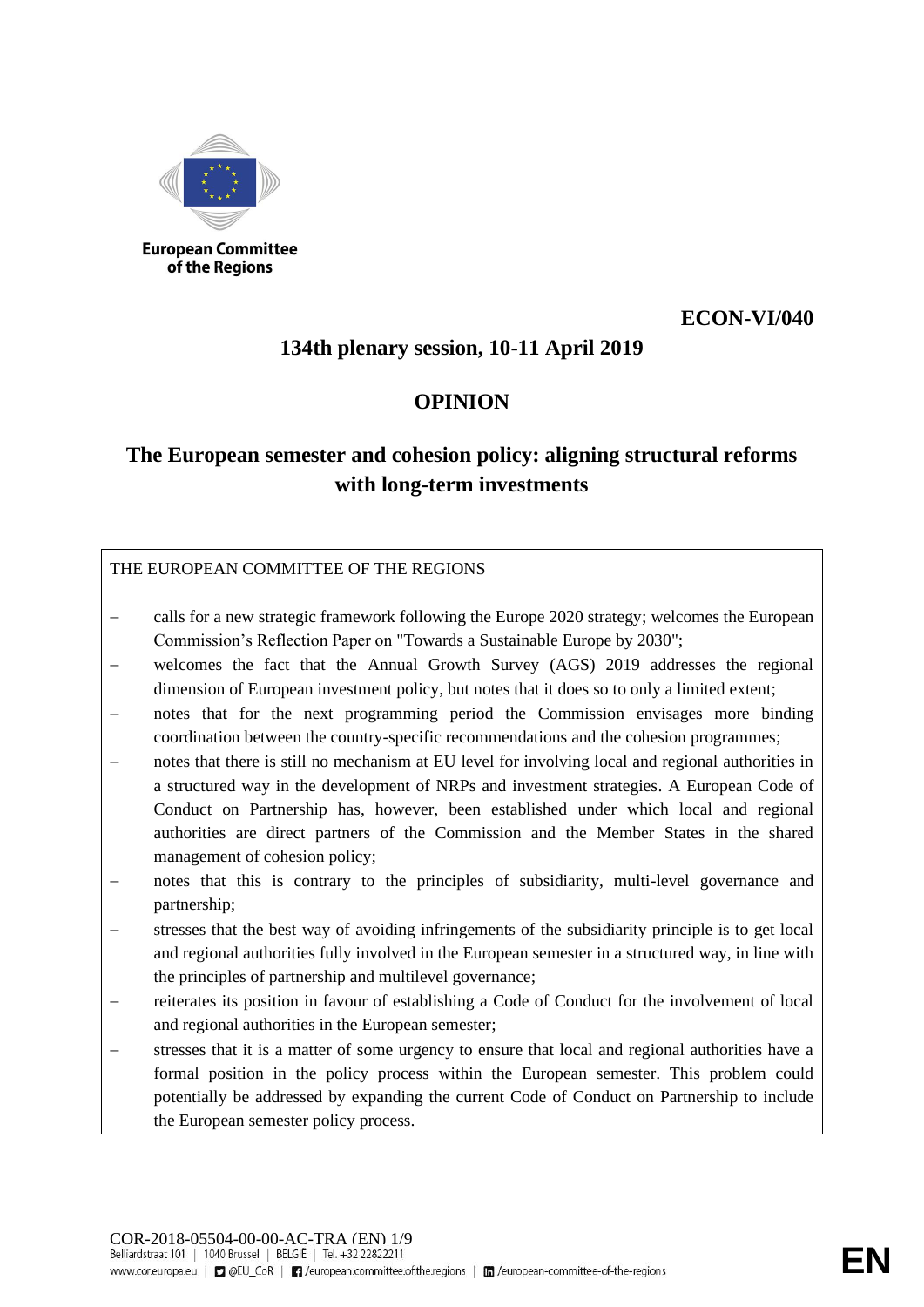European Committee of the Regions

**ECON-VI/040**

**134th plenary session, 10-11 April 2019**

# OPINION

## The European semester and cohesion policy: aligning structural reforms with long-term investments

THE EUROPEAN COMMITTEE OF THE REGIONS

- calls for a new strategic framework following the Europe 2020 strategy; welcomes the European Commission's Reflection Paper on "Towards a Sustainable Europe by 2030";
- welcomes the fact that the Annual Growth Survey (AGS) 2019 addresses the regional dimension of European investment policy, but notes that it does so to only a limited extent;
- notes that for the next programming period the Commission envisages more binding coordination between the country-specific recommendations and the cohesion programmes;
- notes that there is still no mechanism at EU level for involving local and regional authorities in a structured way in the development of NRPs and investment strategies. A European Code of Conduct on Partnership has, however, been established under which local and regional authorities are direct partners of the Commission and the Member States in the shared management of cohesion policy;
- notes that this is contrary to the principles of subsidiarity, multi-level governance and partnership;
- stresses that the best way of avoiding infringements of the subsidiarity principle is to get local and regional authorities fully involved in the European semester in a structured way, in line with the principles of partnership and multilevel governance;
- reiterates its position in favour of establishing a Code of Conduct for the involvement of local and regional authorities in the European semester;
- stresses that it is a matter of some urgency to ensure that local and regional authorities have a formal position in the policy process within the European semester. This problem could potentially be addressed by expanding the current Code of Conduct on Partnership to include the European semester policy process.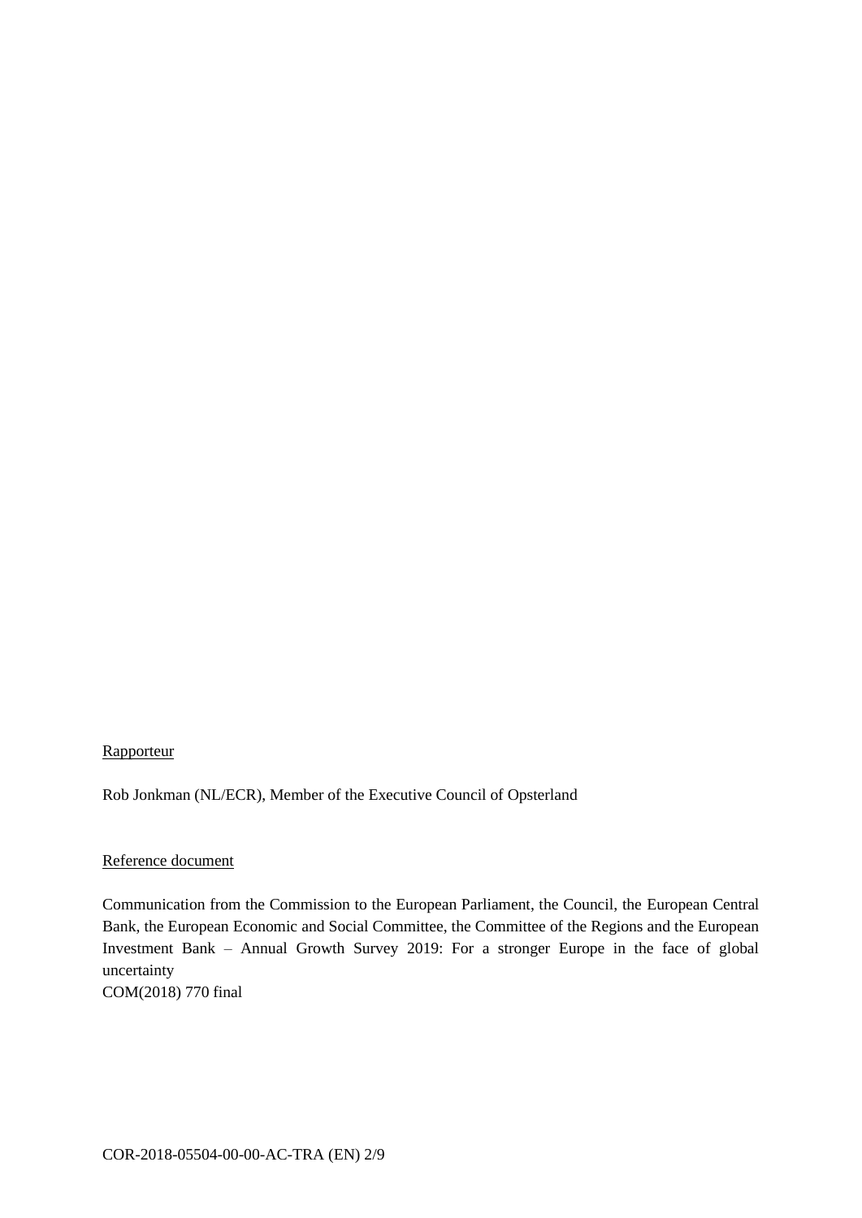Rapporteur

Rob Jonkman (NL/ECR), Member of the Executive Council of Opsterland

Reference document

Communication from the Commission to the European Parliament, the Council, the European Central Bank, the European Economic and Social Committee, the Committee of the Regions and the European Investment Bank – Annual Growth Survey 2019: For a stronger Europe in the face of global uncertainty
COM(2018) 770 final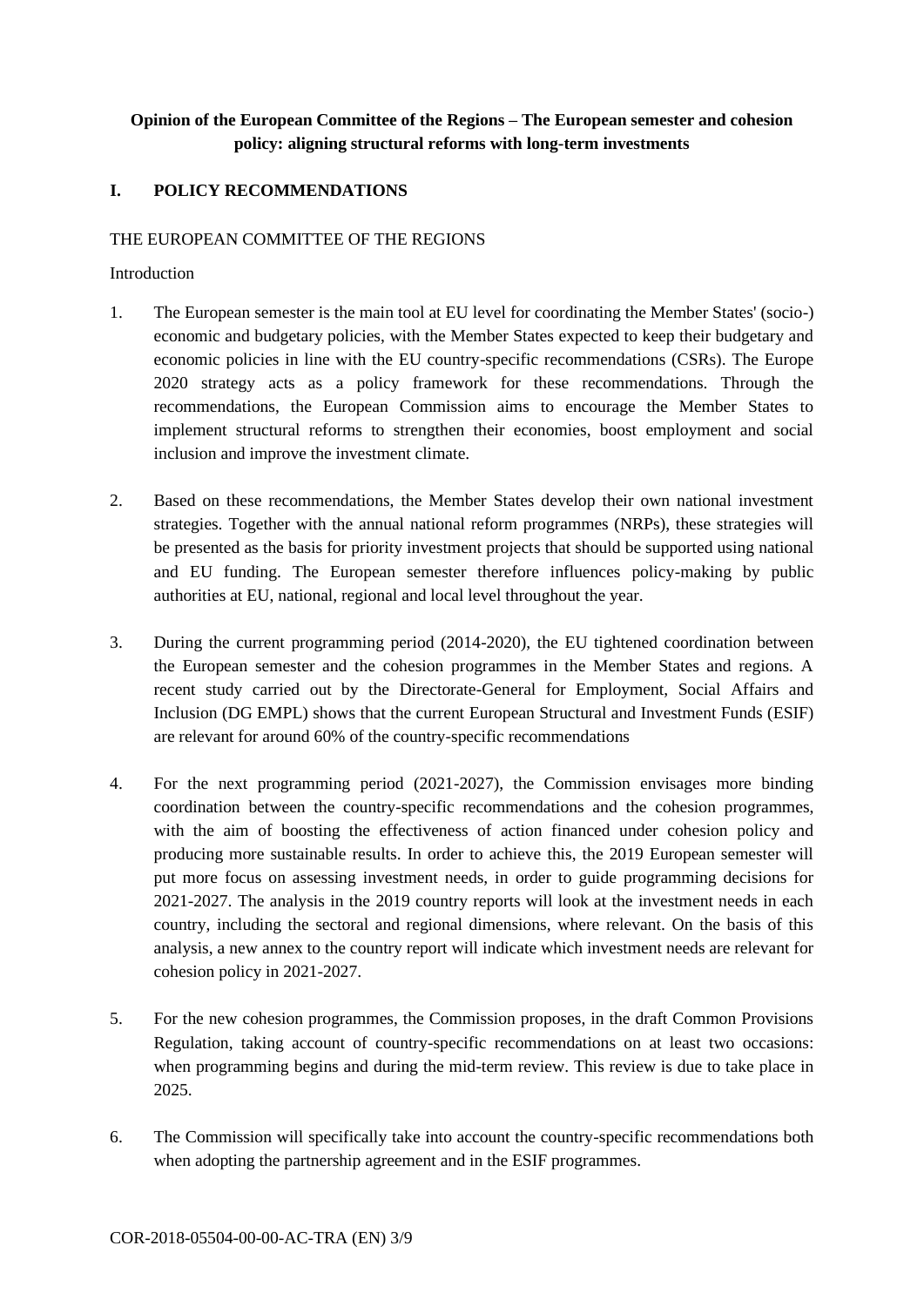**Opinion of the European Committee of the Regions – The European semester and cohesion policy: aligning structural reforms with long-term investments**

## I. POLICY RECOMMENDATIONS

THE EUROPEAN COMMITTEE OF THE REGIONS

Introduction

1. The European semester is the main tool at EU level for coordinating the Member States' (socio-) economic and budgetary policies, with the Member States expected to keep their budgetary and economic policies in line with the EU country-specific recommendations (CSRs). The Europe 2020 strategy acts as a policy framework for these recommendations. Through the recommendations, the European Commission aims to encourage the Member States to implement structural reforms to strengthen their economies, boost employment and social inclusion and improve the investment climate.

2. Based on these recommendations, the Member States develop their own national investment strategies. Together with the annual national reform programmes (NRPs), these strategies will be presented as the basis for priority investment projects that should be supported using national and EU funding. The European semester therefore influences policy-making by public authorities at EU, national, regional and local level throughout the year.

3. During the current programming period (2014-2020), the EU tightened coordination between the European semester and the cohesion programmes in the Member States and regions. A recent study carried out by the Directorate-General for Employment, Social Affairs and Inclusion (DG EMPL) shows that the current European Structural and Investment Funds (ESIF) are relevant for around 60% of the country-specific recommendations

4. For the next programming period (2021-2027), the Commission envisages more binding coordination between the country-specific recommendations and the cohesion programmes, with the aim of boosting the effectiveness of action financed under cohesion policy and producing more sustainable results. In order to achieve this, the 2019 European semester will put more focus on assessing investment needs, in order to guide programming decisions for 2021-2027. The analysis in the 2019 country reports will look at the investment needs in each country, including the sectoral and regional dimensions, where relevant. On the basis of this analysis, a new annex to the country report will indicate which investment needs are relevant for cohesion policy in 2021-2027.

5. For the new cohesion programmes, the Commission proposes, in the draft Common Provisions Regulation, taking account of country-specific recommendations on at least two occasions: when programming begins and during the mid-term review. This review is due to take place in 2025.

6. The Commission will specifically take into account the country-specific recommendations both when adopting the partnership agreement and in the ESIF programmes.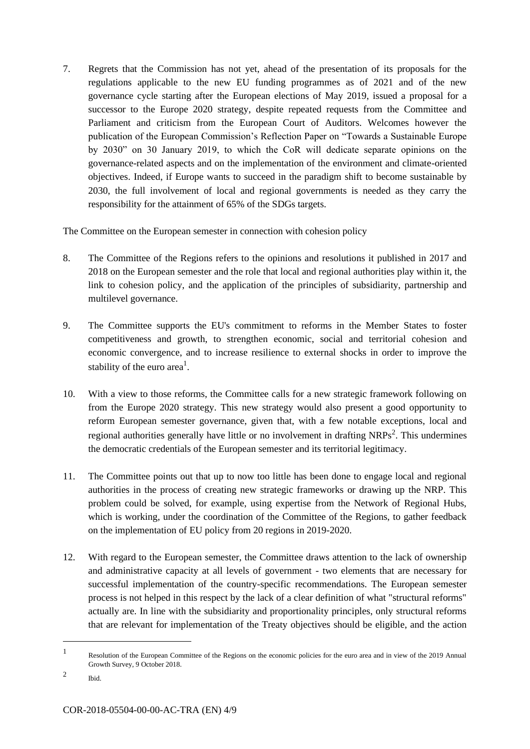7. Regrets that the Commission has not yet, ahead of the presentation of its proposals for the regulations applicable to the new EU funding programmes as of 2021 and of the new governance cycle starting after the European elections of May 2019, issued a proposal for a successor to the Europe 2020 strategy, despite repeated requests from the Committee and Parliament and criticism from the European Court of Auditors. Welcomes however the publication of the European Commission's Reflection Paper on "Towards a Sustainable Europe by 2030" on 30 January 2019, to which the CoR will dedicate separate opinions on the governance-related aspects and on the implementation of the environment and climate-oriented objectives. Indeed, if Europe wants to succeed in the paradigm shift to become sustainable by 2030, the full involvement of local and regional governments is needed as they carry the responsibility for the attainment of 65% of the SDGs targets.

The Committee on the European semester in connection with cohesion policy

8. The Committee of the Regions refers to the opinions and resolutions it published in 2017 and 2018 on the European semester and the role that local and regional authorities play within it, the link to cohesion policy, and the application of the principles of subsidiarity, partnership and multilevel governance.

9. The Committee supports the EU's commitment to reforms in the Member States to foster competitiveness and growth, to strengthen economic, social and territorial cohesion and economic convergence, and to increase resilience to external shocks in order to improve the stability of the euro area[1].

10. With a view to those reforms, the Committee calls for a new strategic framework following on from the Europe 2020 strategy. This new strategy would also present a good opportunity to reform European semester governance, given that, with a few notable exceptions, local and regional authorities generally have little or no involvement in drafting NRPs[2]. This undermines the democratic credentials of the European semester and its territorial legitimacy.

11. The Committee points out that up to now too little has been done to engage local and regional authorities in the process of creating new strategic frameworks or drawing up the NRP. This problem could be solved, for example, using expertise from the Network of Regional Hubs, which is working, under the coordination of the Committee of the Regions, to gather feedback on the implementation of EU policy from 20 regions in 2019-2020.

12. With regard to the European semester, the Committee draws attention to the lack of ownership and administrative capacity at all levels of government - two elements that are necessary for successful implementation of the country-specific recommendations. The European semester process is not helped in this respect by the lack of a clear definition of what "structural reforms" actually are. In line with the subsidiarity and proportionality principles, only structural reforms that are relevant for implementation of the Treaty objectives should be eligible, and the action

---

[1] Resolution of the European Committee of the Regions on the economic policies for the euro area and in view of the 2019 Annual Growth Survey, 9 October 2018.

[2] Ibid.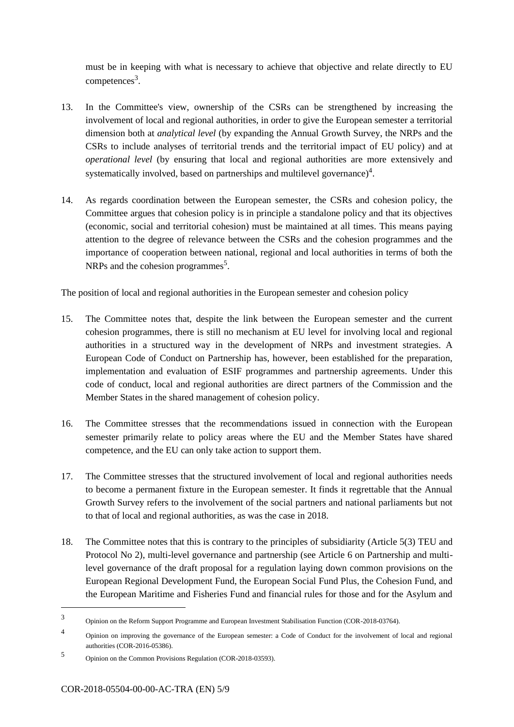must be in keeping with what is necessary to achieve that objective and relate directly to EU competences[3].

13. In the Committee's view, ownership of the CSRs can be strengthened by increasing the involvement of local and regional authorities, in order to give the European semester a territorial dimension both at *analytical level* (by expanding the Annual Growth Survey, the NRPs and the CSRs to include analyses of territorial trends and the territorial impact of EU policy) and at *operational level* (by ensuring that local and regional authorities are more extensively and systematically involved, based on partnerships and multilevel governance)[4].

14. As regards coordination between the European semester, the CSRs and cohesion policy, the Committee argues that cohesion policy is in principle a standalone policy and that its objectives (economic, social and territorial cohesion) must be maintained at all times. This means paying attention to the degree of relevance between the CSRs and the cohesion programmes and the importance of cooperation between national, regional and local authorities in terms of both the NRPs and the cohesion programmes[5].

The position of local and regional authorities in the European semester and cohesion policy

15. The Committee notes that, despite the link between the European semester and the current cohesion programmes, there is still no mechanism at EU level for involving local and regional authorities in a structured way in the development of NRPs and investment strategies. A European Code of Conduct on Partnership has, however, been established for the preparation, implementation and evaluation of ESIF programmes and partnership agreements. Under this code of conduct, local and regional authorities are direct partners of the Commission and the Member States in the shared management of cohesion policy.

16. The Committee stresses that the recommendations issued in connection with the European semester primarily relate to policy areas where the EU and the Member States have shared competence, and the EU can only take action to support them.

17. The Committee stresses that the structured involvement of local and regional authorities needs to become a permanent fixture in the European semester. It finds it regrettable that the Annual Growth Survey refers to the involvement of the social partners and national parliaments but not to that of local and regional authorities, as was the case in 2018.

18. The Committee notes that this is contrary to the principles of subsidiarity (Article 5(3) TEU and Protocol No 2), multi-level governance and partnership (see Article 6 on Partnership and multi-level governance of the draft proposal for a regulation laying down common provisions on the European Regional Development Fund, the European Social Fund Plus, the Cohesion Fund, and the European Maritime and Fisheries Fund and financial rules for those and for the Asylum and

---

[3] Opinion on the Reform Support Programme and European Investment Stabilisation Function (COR-2018-03764).

[4] Opinion on improving the governance of the European semester: a Code of Conduct for the involvement of local and regional authorities (COR-2016-05386).

[5] Opinion on the Common Provisions Regulation (COR-2018-03593).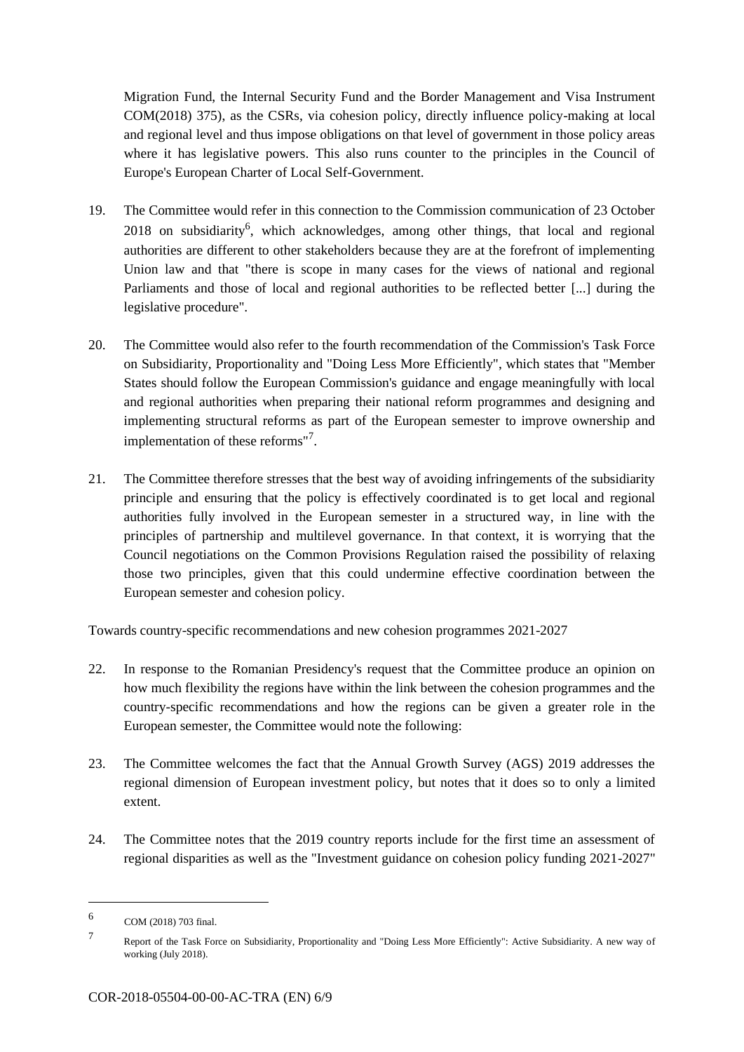Migration Fund, the Internal Security Fund and the Border Management and Visa Instrument COM(2018) 375), as the CSRs, via cohesion policy, directly influence policy-making at local and regional level and thus impose obligations on that level of government in those policy areas where it has legislative powers. This also runs counter to the principles in the Council of Europe's European Charter of Local Self-Government.

19. The Committee would refer in this connection to the Commission communication of 23 October 2018 on subsidiarity[6], which acknowledges, among other things, that local and regional authorities are different to other stakeholders because they are at the forefront of implementing Union law and that "there is scope in many cases for the views of national and regional Parliaments and those of local and regional authorities to be reflected better [...] during the legislative procedure".

20. The Committee would also refer to the fourth recommendation of the Commission's Task Force on Subsidiarity, Proportionality and "Doing Less More Efficiently", which states that "Member States should follow the European Commission's guidance and engage meaningfully with local and regional authorities when preparing their national reform programmes and designing and implementing structural reforms as part of the European semester to improve ownership and implementation of these reforms"[7].

21. The Committee therefore stresses that the best way of avoiding infringements of the subsidiarity principle and ensuring that the policy is effectively coordinated is to get local and regional authorities fully involved in the European semester in a structured way, in line with the principles of partnership and multilevel governance. In that context, it is worrying that the Council negotiations on the Common Provisions Regulation raised the possibility of relaxing those two principles, given that this could undermine effective coordination between the European semester and cohesion policy.

Towards country-specific recommendations and new cohesion programmes 2021-2027

22. In response to the Romanian Presidency's request that the Committee produce an opinion on how much flexibility the regions have within the link between the cohesion programmes and the country-specific recommendations and how the regions can be given a greater role in the European semester, the Committee would note the following:

23. The Committee welcomes the fact that the Annual Growth Survey (AGS) 2019 addresses the regional dimension of European investment policy, but notes that it does so to only a limited extent.

24. The Committee notes that the 2019 country reports include for the first time an assessment of regional disparities as well as the "Investment guidance on cohesion policy funding 2021-2027"

---

[6] COM (2018) 703 final.

[7] Report of the Task Force on Subsidiarity, Proportionality and "Doing Less More Efficiently": Active Subsidiarity. A new way of working (July 2018).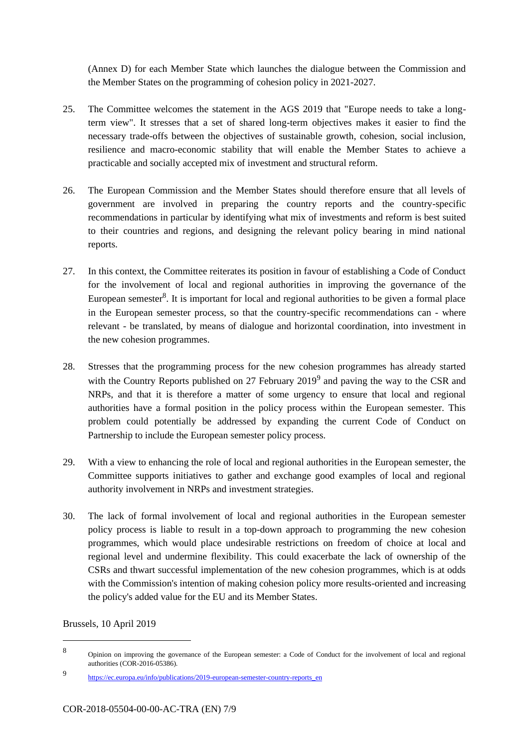(Annex D) for each Member State which launches the dialogue between the Commission and the Member States on the programming of cohesion policy in 2021-2027.

25. The Committee welcomes the statement in the AGS 2019 that "Europe needs to take a long-term view". It stresses that a set of shared long-term objectives makes it easier to find the necessary trade-offs between the objectives of sustainable growth, cohesion, social inclusion, resilience and macro-economic stability that will enable the Member States to achieve a practicable and socially accepted mix of investment and structural reform.

26. The European Commission and the Member States should therefore ensure that all levels of government are involved in preparing the country reports and the country-specific recommendations in particular by identifying what mix of investments and reform is best suited to their countries and regions, and designing the relevant policy bearing in mind national reports.

27. In this context, the Committee reiterates its position in favour of establishing a Code of Conduct for the involvement of local and regional authorities in improving the governance of the European semester[8]. It is important for local and regional authorities to be given a formal place in the European semester process, so that the country-specific recommendations can - where relevant - be translated, by means of dialogue and horizontal coordination, into investment in the new cohesion programmes.

28. Stresses that the programming process for the new cohesion programmes has already started with the Country Reports published on 27 February 2019[9] and paving the way to the CSR and NRPs, and that it is therefore a matter of some urgency to ensure that local and regional authorities have a formal position in the policy process within the European semester. This problem could potentially be addressed by expanding the current Code of Conduct on Partnership to include the European semester policy process.

29. With a view to enhancing the role of local and regional authorities in the European semester, the Committee supports initiatives to gather and exchange good examples of local and regional authority involvement in NRPs and investment strategies.

30. The lack of formal involvement of local and regional authorities in the European semester policy process is liable to result in a top-down approach to programming the new cohesion programmes, which would place undesirable restrictions on freedom of choice at local and regional level and undermine flexibility. This could exacerbate the lack of ownership of the CSRs and thwart successful implementation of the new cohesion programmes, which is at odds with the Commission's intention of making cohesion policy more results-oriented and increasing the policy's added value for the EU and its Member States.

Brussels, 10 April 2019

---

[8] Opinion on improving the governance of the European semester: a Code of Conduct for the involvement of local and regional authorities (COR-2016-05386).

[9] https://ec.europa.eu/info/publications/2019-european-semester-country-reports_en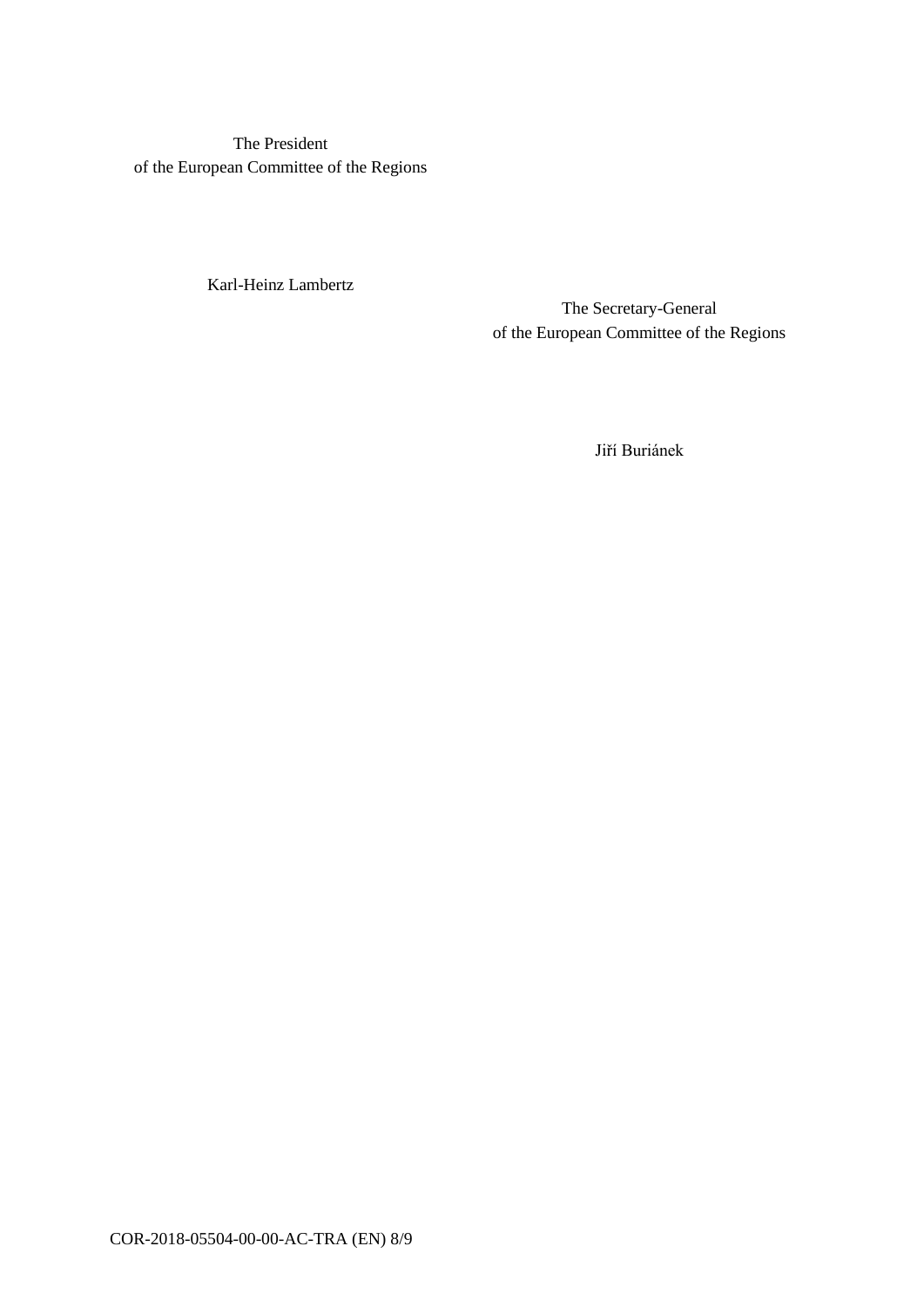The President
of the European Committee of the Regions

Karl-Heinz Lambertz

The Secretary-General
of the European Committee of the Regions

Jiří Buriánek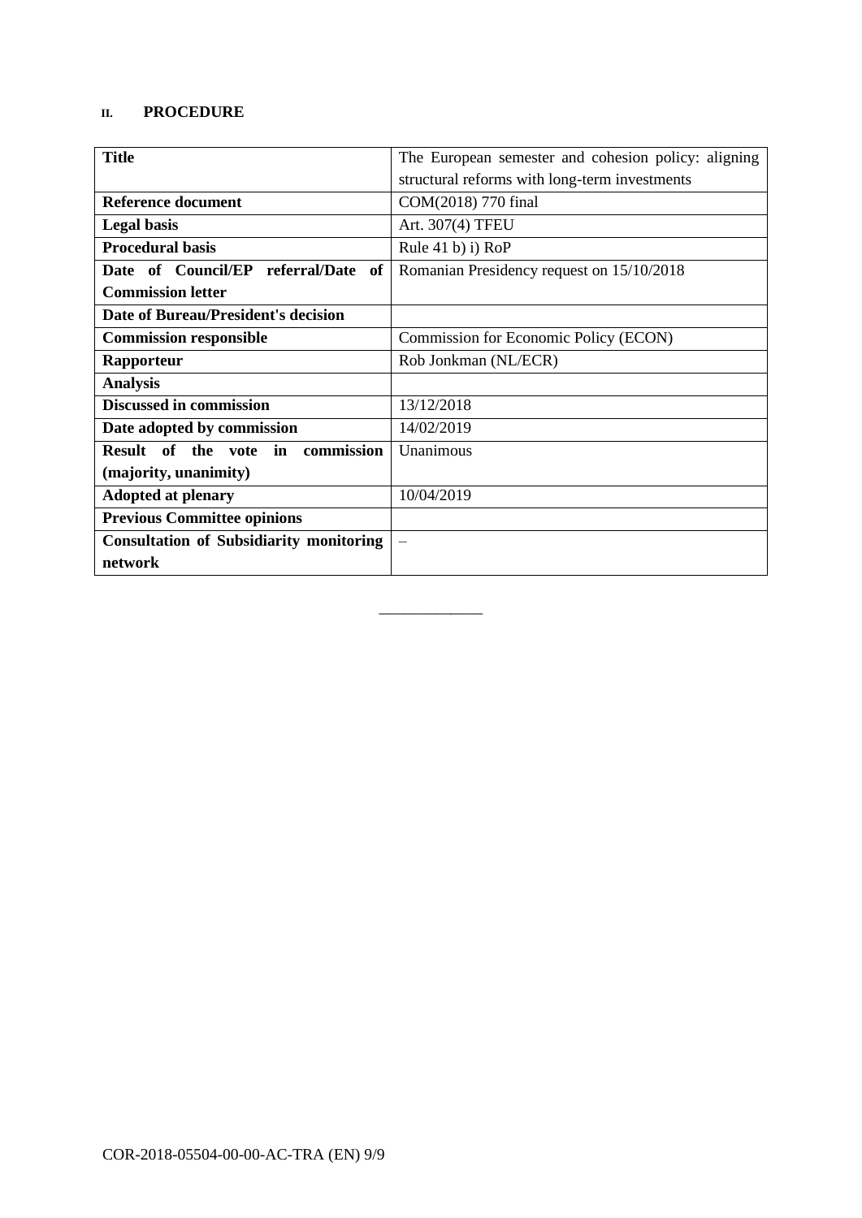## II. PROCEDURE

| | |
|---|---|
| **Title** | The European semester and cohesion policy: aligning structural reforms with long-term investments |
| **Reference document** | COM(2018) 770 final |
| **Legal basis** | Art. 307(4) TFEU |
| **Procedural basis** | Rule 41 b) i) RoP |
| **Date of Council/EP referral/Date of Commission letter** | Romanian Presidency request on 15/10/2018 |
| **Date of Bureau/President's decision** | |
| **Commission responsible** | Commission for Economic Policy (ECON) |
| **Rapporteur** | Rob Jonkman (NL/ECR) |
| **Analysis** | |
| **Discussed in commission** | 13/12/2018 |
| **Date adopted by commission** | 14/02/2019 |
| **Result of the vote in commission (majority, unanimity)** | Unanimous |
| **Adopted at plenary** | 10/04/2019 |
| **Previous Committee opinions** | |
| **Consultation of Subsidiarity monitoring network** | – |

_____________